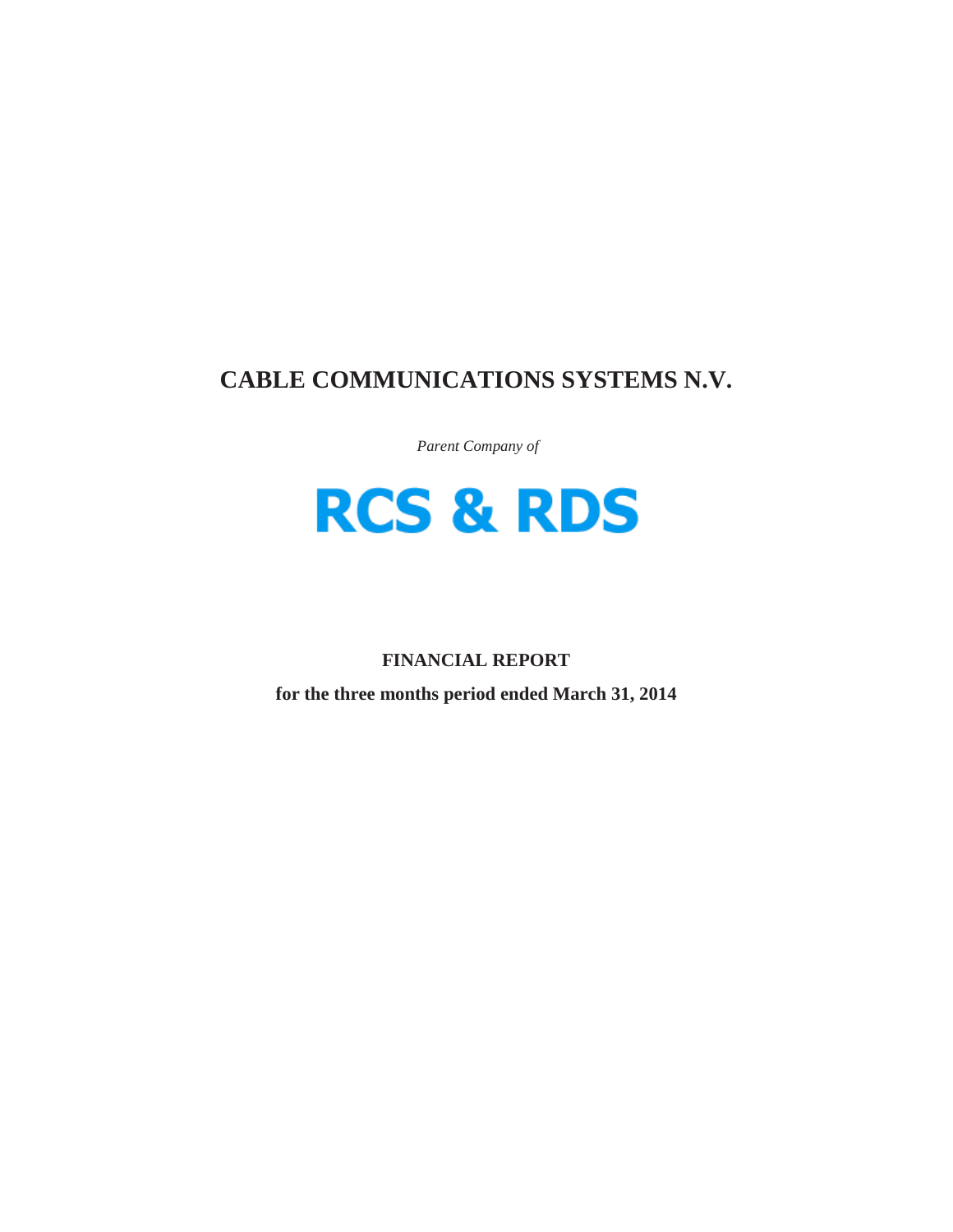# CABLE COMMUNICATIONS SYSTEMS N.V.

*Parent Company of*

# RCS & RDS

**FINANCIAL REPORT**

**for the three months period ended March 31, 2014**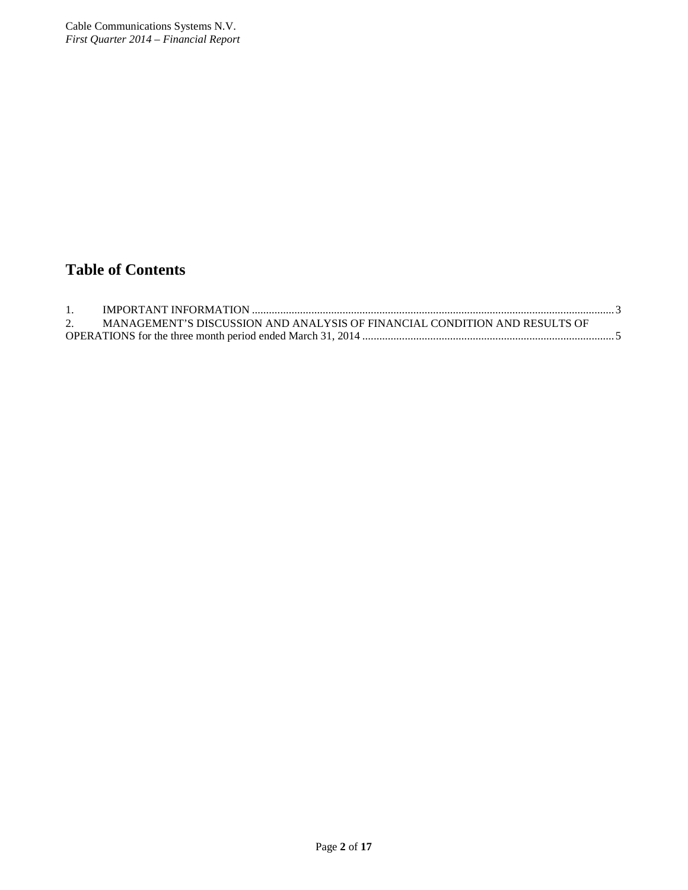# Table of Contents

1. IMPORTANT INFORMATION ............................................................................................................................ 3
2. MANAGEMENT'S DISCUSSION AND ANALYSIS OF FINANCIAL CONDITION AND RESULTS OF OPERATIONS for the three month period ended March 31, 2014 ........................................................................................ 5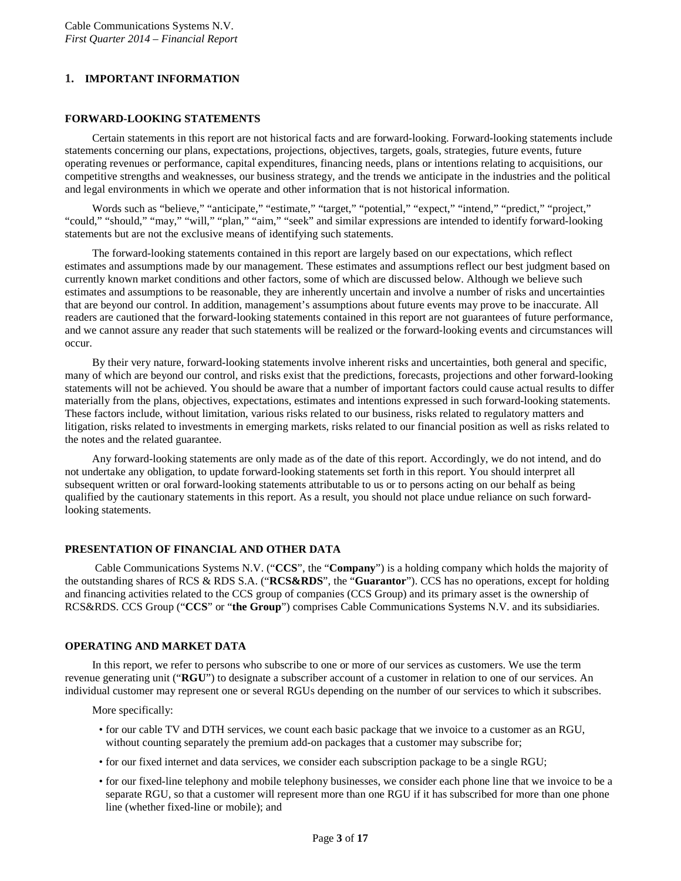## 1. IMPORTANT INFORMATION

### FORWARD-LOOKING STATEMENTS

Certain statements in this report are not historical facts and are forward-looking. Forward-looking statements include statements concerning our plans, expectations, projections, objectives, targets, goals, strategies, future events, future operating revenues or performance, capital expenditures, financing needs, plans or intentions relating to acquisitions, our competitive strengths and weaknesses, our business strategy, and the trends we anticipate in the industries and the political and legal environments in which we operate and other information that is not historical information.

Words such as "believe," "anticipate," "estimate," "target," "potential," "expect," "intend," "predict," "project," "could," "should," "may," "will," "plan," "aim," "seek" and similar expressions are intended to identify forward-looking statements but are not the exclusive means of identifying such statements.

The forward-looking statements contained in this report are largely based on our expectations, which reflect estimates and assumptions made by our management. These estimates and assumptions reflect our best judgment based on currently known market conditions and other factors, some of which are discussed below. Although we believe such estimates and assumptions to be reasonable, they are inherently uncertain and involve a number of risks and uncertainties that are beyond our control. In addition, management's assumptions about future events may prove to be inaccurate. All readers are cautioned that the forward-looking statements contained in this report are not guarantees of future performance, and we cannot assure any reader that such statements will be realized or the forward-looking events and circumstances will occur.

By their very nature, forward-looking statements involve inherent risks and uncertainties, both general and specific, many of which are beyond our control, and risks exist that the predictions, forecasts, projections and other forward-looking statements will not be achieved. You should be aware that a number of important factors could cause actual results to differ materially from the plans, objectives, expectations, estimates and intentions expressed in such forward-looking statements. These factors include, without limitation, various risks related to our business, risks related to regulatory matters and litigation, risks related to investments in emerging markets, risks related to our financial position as well as risks related to the notes and the related guarantee.

Any forward-looking statements are only made as of the date of this report. Accordingly, we do not intend, and do not undertake any obligation, to update forward-looking statements set forth in this report. You should interpret all subsequent written or oral forward-looking statements attributable to us or to persons acting on our behalf as being qualified by the cautionary statements in this report. As a result, you should not place undue reliance on such forward-looking statements.

### PRESENTATION OF FINANCIAL AND OTHER DATA

Cable Communications Systems N.V. ("**CCS**", the "**Company**") is a holding company which holds the majority of the outstanding shares of RCS & RDS S.A. ("**RCS&RDS**", the "**Guarantor**"). CCS has no operations, except for holding and financing activities related to the CCS group of companies (CCS Group) and its primary asset is the ownership of RCS&RDS. CCS Group ("**CCS**" or "**the Group**") comprises Cable Communications Systems N.V. and its subsidiaries.

### OPERATING AND MARKET DATA

In this report, we refer to persons who subscribe to one or more of our services as customers. We use the term revenue generating unit ("**RGU**") to designate a subscriber account of a customer in relation to one of our services. An individual customer may represent one or several RGUs depending on the number of our services to which it subscribes.

More specifically:

- for our cable TV and DTH services, we count each basic package that we invoice to a customer as an RGU, without counting separately the premium add-on packages that a customer may subscribe for;
- for our fixed internet and data services, we consider each subscription package to be a single RGU;
- for our fixed-line telephony and mobile telephony businesses, we consider each phone line that we invoice to be a separate RGU, so that a customer will represent more than one RGU if it has subscribed for more than one phone line (whether fixed-line or mobile); and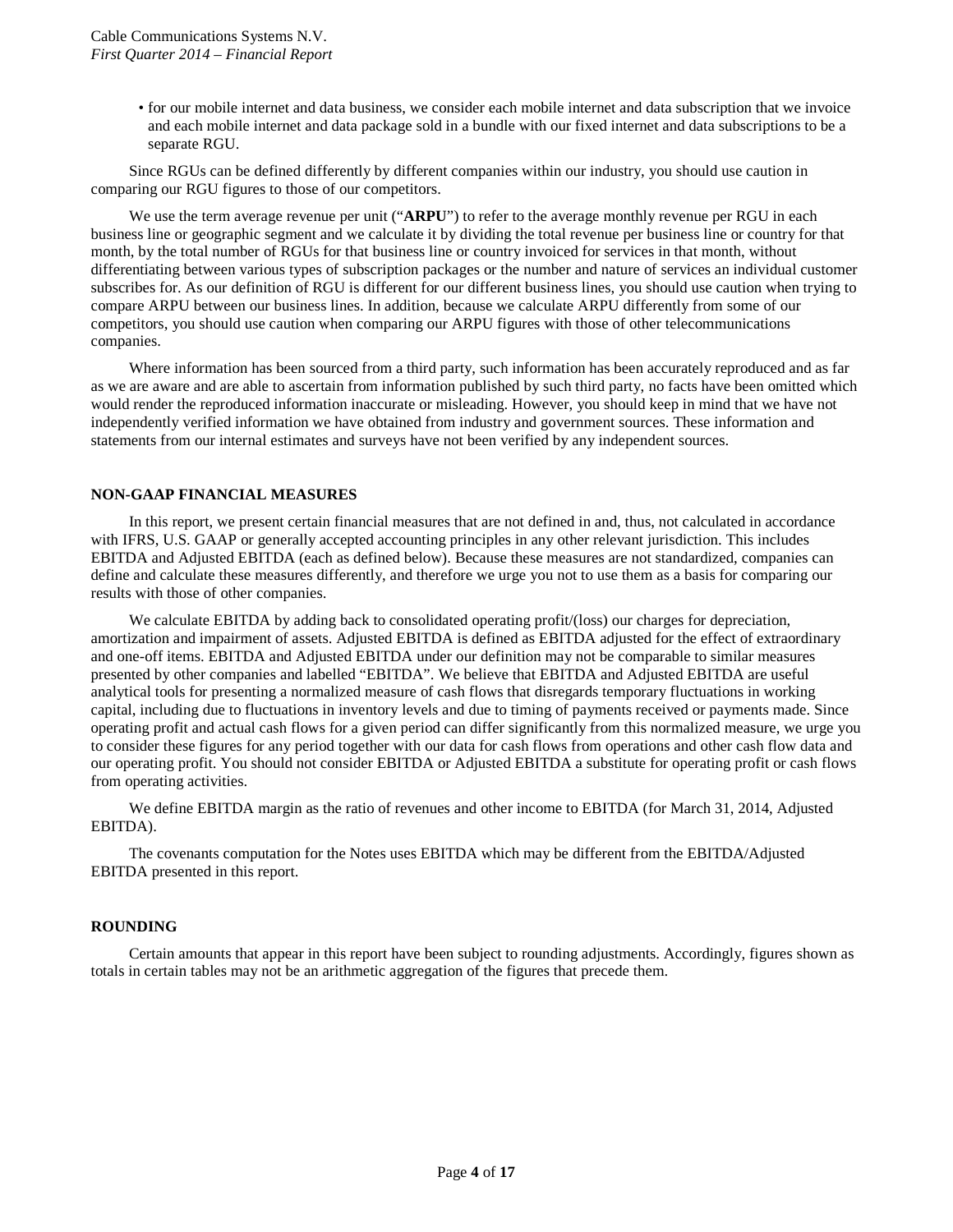- for our mobile internet and data business, we consider each mobile internet and data subscription that we invoice and each mobile internet and data package sold in a bundle with our fixed internet and data subscriptions to be a separate RGU.

Since RGUs can be defined differently by different companies within our industry, you should use caution in comparing our RGU figures to those of our competitors.

We use the term average revenue per unit ("**ARPU**") to refer to the average monthly revenue per RGU in each business line or geographic segment and we calculate it by dividing the total revenue per business line or country for that month, by the total number of RGUs for that business line or country invoiced for services in that month, without differentiating between various types of subscription packages or the number and nature of services an individual customer subscribes for. As our definition of RGU is different for our different business lines, you should use caution when trying to compare ARPU between our business lines. In addition, because we calculate ARPU differently from some of our competitors, you should use caution when comparing our ARPU figures with those of other telecommunications companies.

Where information has been sourced from a third party, such information has been accurately reproduced and as far as we are aware and are able to ascertain from information published by such third party, no facts have been omitted which would render the reproduced information inaccurate or misleading. However, you should keep in mind that we have not independently verified information we have obtained from industry and government sources. These information and statements from our internal estimates and surveys have not been verified by any independent sources.

## NON-GAAP FINANCIAL MEASURES

In this report, we present certain financial measures that are not defined in and, thus, not calculated in accordance with IFRS, U.S. GAAP or generally accepted accounting principles in any other relevant jurisdiction. This includes EBITDA and Adjusted EBITDA (each as defined below). Because these measures are not standardized, companies can define and calculate these measures differently, and therefore we urge you not to use them as a basis for comparing our results with those of other companies.

We calculate EBITDA by adding back to consolidated operating profit/(loss) our charges for depreciation, amortization and impairment of assets. Adjusted EBITDA is defined as EBITDA adjusted for the effect of extraordinary and one-off items. EBITDA and Adjusted EBITDA under our definition may not be comparable to similar measures presented by other companies and labelled "EBITDA". We believe that EBITDA and Adjusted EBITDA are useful analytical tools for presenting a normalized measure of cash flows that disregards temporary fluctuations in working capital, including due to fluctuations in inventory levels and due to timing of payments received or payments made. Since operating profit and actual cash flows for a given period can differ significantly from this normalized measure, we urge you to consider these figures for any period together with our data for cash flows from operations and other cash flow data and our operating profit. You should not consider EBITDA or Adjusted EBITDA a substitute for operating profit or cash flows from operating activities.

We define EBITDA margin as the ratio of revenues and other income to EBITDA (for March 31, 2014, Adjusted EBITDA).

The covenants computation for the Notes uses EBITDA which may be different from the EBITDA/Adjusted EBITDA presented in this report.

## ROUNDING

Certain amounts that appear in this report have been subject to rounding adjustments. Accordingly, figures shown as totals in certain tables may not be an arithmetic aggregation of the figures that precede them.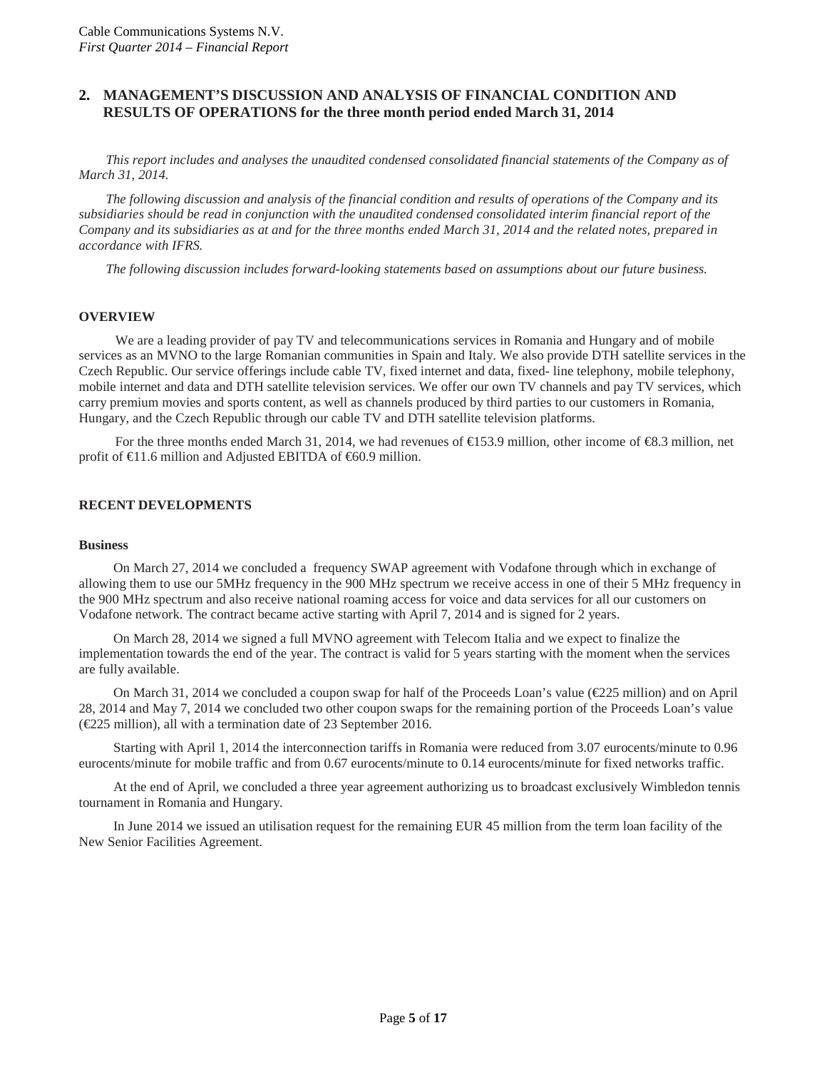## 2. MANAGEMENT'S DISCUSSION AND ANALYSIS OF FINANCIAL CONDITION AND RESULTS OF OPERATIONS for the three month period ended March 31, 2014

*This report includes and analyses the unaudited condensed consolidated financial statements of the Company as of March 31, 2014.*

*The following discussion and analysis of the financial condition and results of operations of the Company and its subsidiaries should be read in conjunction with the unaudited condensed consolidated interim financial report of the Company and its subsidiaries as at and for the three months ended March 31, 2014 and the related notes, prepared in accordance with IFRS.*

*The following discussion includes forward-looking statements based on assumptions about our future business.*

### OVERVIEW

We are a leading provider of pay TV and telecommunications services in Romania and Hungary and of mobile services as an MVNO to the large Romanian communities in Spain and Italy. We also provide DTH satellite services in the Czech Republic. Our service offerings include cable TV, fixed internet and data, fixed- line telephony, mobile telephony, mobile internet and data and DTH satellite television services. We offer our own TV channels and pay TV services, which carry premium movies and sports content, as well as channels produced by third parties to our customers in Romania, Hungary, and the Czech Republic through our cable TV and DTH satellite television platforms.

For the three months ended March 31, 2014, we had revenues of €153.9 million, other income of €8.3 million, net profit of €11.6 million and Adjusted EBITDA of €60.9 million.

### RECENT DEVELOPMENTS

#### Business

On March 27, 2014 we concluded a frequency SWAP agreement with Vodafone through which in exchange of allowing them to use our 5MHz frequency in the 900 MHz spectrum we receive access in one of their 5 MHz frequency in the 900 MHz spectrum and also receive national roaming access for voice and data services for all our customers on Vodafone network. The contract became active starting with April 7, 2014 and is signed for 2 years.

On March 28, 2014 we signed a full MVNO agreement with Telecom Italia and we expect to finalize the implementation towards the end of the year. The contract is valid for 5 years starting with the moment when the services are fully available.

On March 31, 2014 we concluded a coupon swap for half of the Proceeds Loan's value (€225 million) and on April 28, 2014 and May 7, 2014 we concluded two other coupon swaps for the remaining portion of the Proceeds Loan's value (€225 million), all with a termination date of 23 September 2016.

Starting with April 1, 2014 the interconnection tariffs in Romania were reduced from 3.07 eurocents/minute to 0.96 eurocents/minute for mobile traffic and from 0.67 eurocents/minute to 0.14 eurocents/minute for fixed networks traffic.

At the end of April, we concluded a three year agreement authorizing us to broadcast exclusively Wimbledon tennis tournament in Romania and Hungary.

In June 2014 we issued an utilisation request for the remaining EUR 45 million from the term loan facility of the New Senior Facilities Agreement.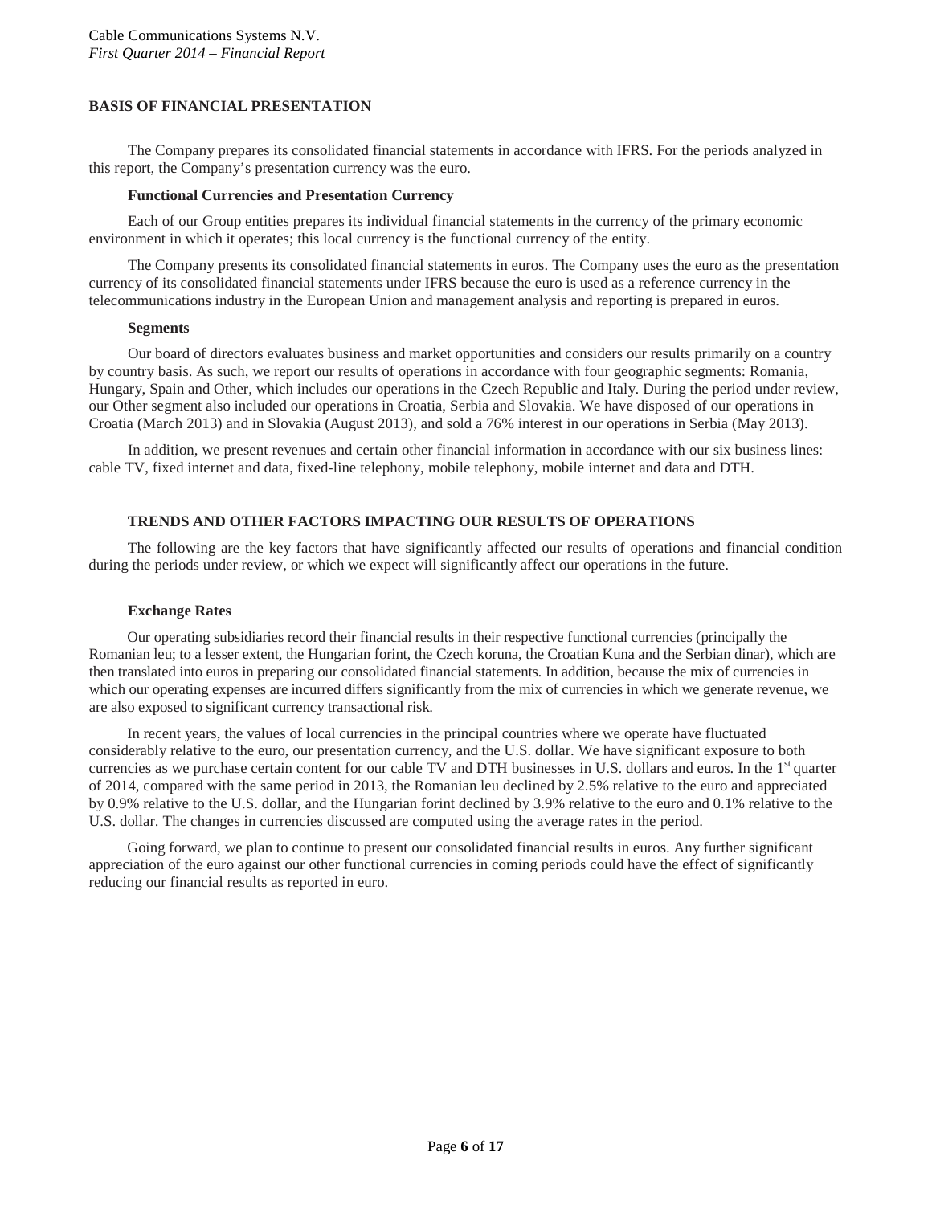## BASIS OF FINANCIAL PRESENTATION

The Company prepares its consolidated financial statements in accordance with IFRS. For the periods analyzed in this report, the Company's presentation currency was the euro.

### Functional Currencies and Presentation Currency

Each of our Group entities prepares its individual financial statements in the currency of the primary economic environment in which it operates; this local currency is the functional currency of the entity.

The Company presents its consolidated financial statements in euros. The Company uses the euro as the presentation currency of its consolidated financial statements under IFRS because the euro is used as a reference currency in the telecommunications industry in the European Union and management analysis and reporting is prepared in euros.

### Segments

Our board of directors evaluates business and market opportunities and considers our results primarily on a country by country basis. As such, we report our results of operations in accordance with four geographic segments: Romania, Hungary, Spain and Other, which includes our operations in the Czech Republic and Italy. During the period under review, our Other segment also included our operations in Croatia, Serbia and Slovakia. We have disposed of our operations in Croatia (March 2013) and in Slovakia (August 2013), and sold a 76% interest in our operations in Serbia (May 2013).

In addition, we present revenues and certain other financial information in accordance with our six business lines: cable TV, fixed internet and data, fixed-line telephony, mobile telephony, mobile internet and data and DTH.

## TRENDS AND OTHER FACTORS IMPACTING OUR RESULTS OF OPERATIONS

The following are the key factors that have significantly affected our results of operations and financial condition during the periods under review, or which we expect will significantly affect our operations in the future.

### Exchange Rates

Our operating subsidiaries record their financial results in their respective functional currencies (principally the Romanian leu; to a lesser extent, the Hungarian forint, the Czech koruna, the Croatian Kuna and the Serbian dinar), which are then translated into euros in preparing our consolidated financial statements. In addition, because the mix of currencies in which our operating expenses are incurred differs significantly from the mix of currencies in which we generate revenue, we are also exposed to significant currency transactional risk.

In recent years, the values of local currencies in the principal countries where we operate have fluctuated considerably relative to the euro, our presentation currency, and the U.S. dollar. We have significant exposure to both currencies as we purchase certain content for our cable TV and DTH businesses in U.S. dollars and euros. In the 1st quarter of 2014, compared with the same period in 2013, the Romanian leu declined by 2.5% relative to the euro and appreciated by 0.9% relative to the U.S. dollar, and the Hungarian forint declined by 3.9% relative to the euro and 0.1% relative to the U.S. dollar. The changes in currencies discussed are computed using the average rates in the period.

Going forward, we plan to continue to present our consolidated financial results in euros. Any further significant appreciation of the euro against our other functional currencies in coming periods could have the effect of significantly reducing our financial results as reported in euro.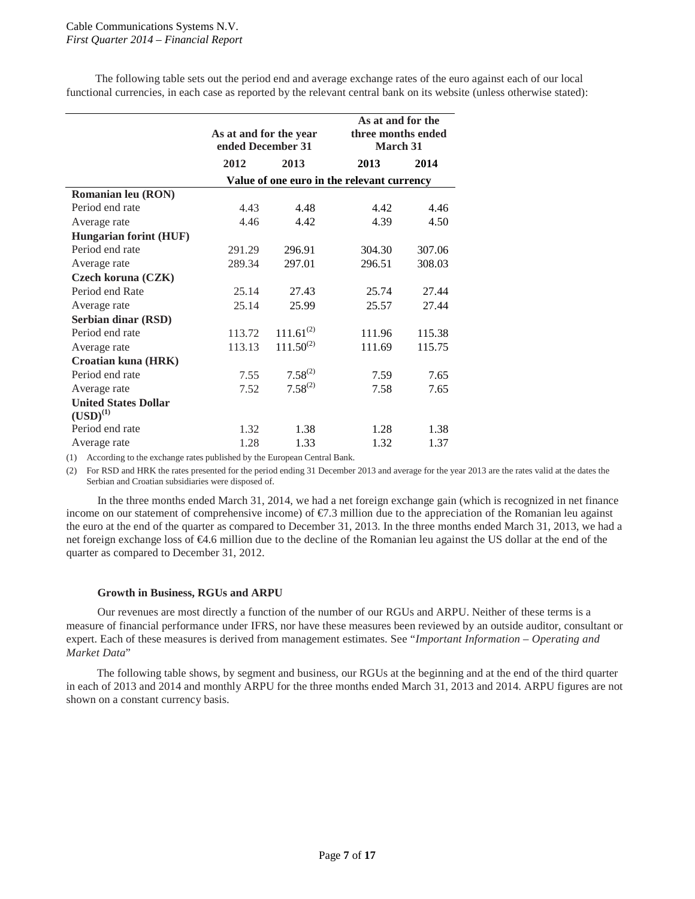The following table sets out the period end and average exchange rates of the euro against each of our local functional currencies, in each case as reported by the relevant central bank on its website (unless otherwise stated):

| | As at and for the year ended December 31 | | As at and for the three months ended March 31 | |
|---|---|---|---|---|
| | 2012 | 2013 | 2013 | 2014 |
| | Value of one euro in the relevant currency | | | |
| **Romanian leu (RON)** | | | | |
| Period end rate | 4.43 | 4.48 | 4.42 | 4.46 |
| Average rate | 4.46 | 4.42 | 4.39 | 4.50 |
| **Hungarian forint (HUF)** | | | | |
| Period end rate | 291.29 | 296.91 | 304.30 | 307.06 |
| Average rate | 289.34 | 297.01 | 296.51 | 308.03 |
| **Czech koruna (CZK)** | | | | |
| Period end Rate | 25.14 | 27.43 | 25.74 | 27.44 |
| Average rate | 25.14 | 25.99 | 25.57 | 27.44 |
| **Serbian dinar (RSD)** | | | | |
| Period end rate | 113.72 | 111.61(2) | 111.96 | 115.38 |
| Average rate | 113.13 | 111.50(2) | 111.69 | 115.75 |
| **Croatian kuna (HRK)** | | | | |
| Period end rate | 7.55 | 7.58(2) | 7.59 | 7.65 |
| Average rate | 7.52 | 7.58(2) | 7.58 | 7.65 |
| **United States Dollar (USD)(1)** | | | | |
| Period end rate | 1.32 | 1.38 | 1.28 | 1.38 |
| Average rate | 1.28 | 1.33 | 1.32 | 1.37 |

(1) According to the exchange rates published by the European Central Bank.

(2) For RSD and HRK the rates presented for the period ending 31 December 2013 and average for the year 2013 are the rates valid at the dates the Serbian and Croatian subsidiaries were disposed of.

In the three months ended March 31, 2014, we had a net foreign exchange gain (which is recognized in net finance income on our statement of comprehensive income) of €7.3 million due to the appreciation of the Romanian leu against the euro at the end of the quarter as compared to December 31, 2013. In the three months ended March 31, 2013, we had a net foreign exchange loss of €4.6 million due to the decline of the Romanian leu against the US dollar at the end of the quarter as compared to December 31, 2012.

### Growth in Business, RGUs and ARPU

Our revenues are most directly a function of the number of our RGUs and ARPU. Neither of these terms is a measure of financial performance under IFRS, nor have these measures been reviewed by an outside auditor, consultant or expert. Each of these measures is derived from management estimates. See "*Important Information – Operating and Market Data*"

The following table shows, by segment and business, our RGUs at the beginning and at the end of the third quarter in each of 2013 and 2014 and monthly ARPU for the three months ended March 31, 2013 and 2014. ARPU figures are not shown on a constant currency basis.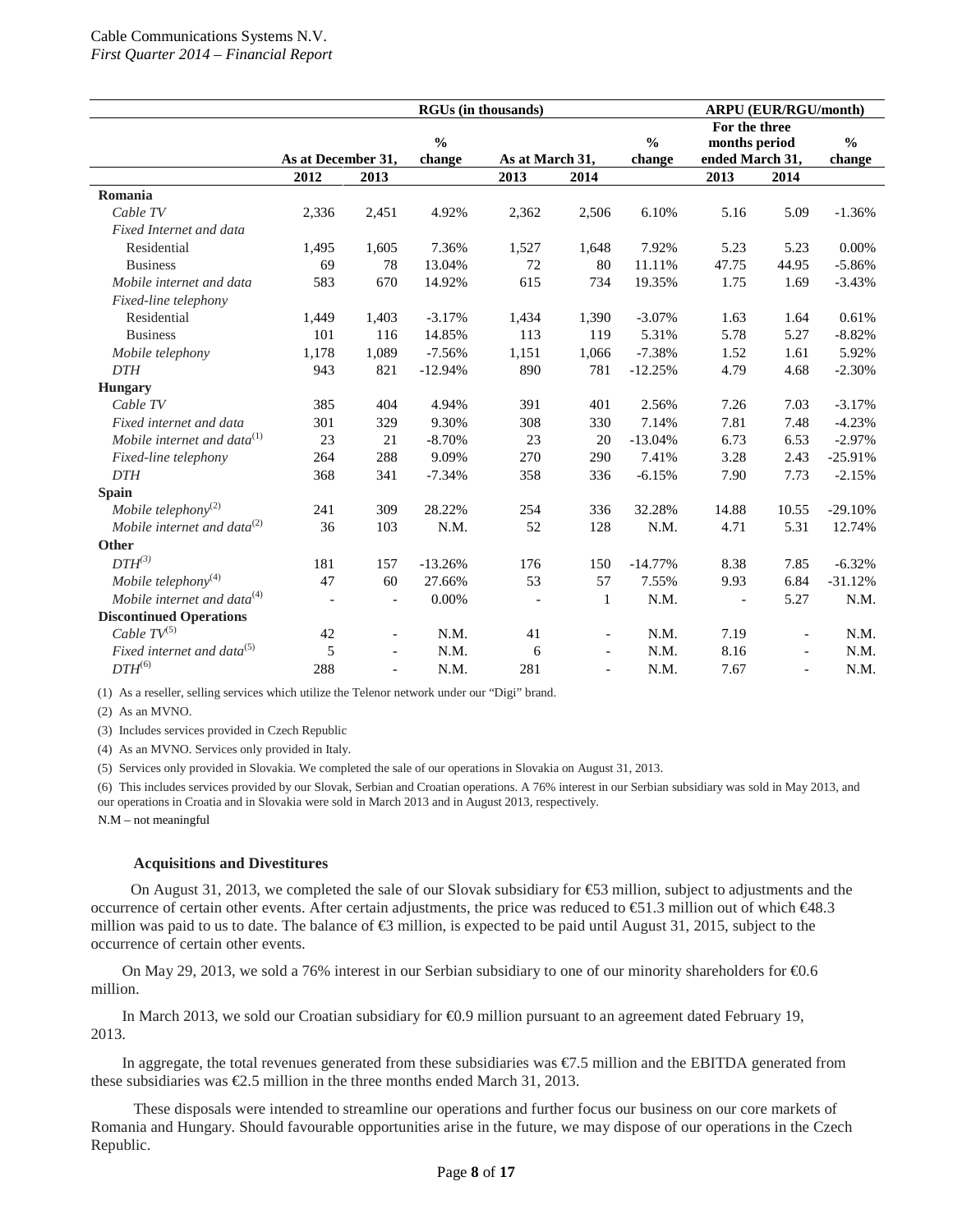| | RGUs (in thousands) | | | | | | ARPU (EUR/RGU/month) | | |
|---|---|---|---|---|---|---|---|---|---|
| | As at December 31, | | % change | As at March 31, | | % change | For the three months period ended March 31, | | % change |
| | 2012 | 2013 | | 2013 | 2014 | | 2013 | 2014 | |
| **Romania** | | | | | | | | | |
| *Cable TV* | 2,336 | 2,451 | 4.92% | 2,362 | 2,506 | 6.10% | 5.16 | 5.09 | -1.36% |
| *Fixed Internet and data* | | | | | | | | | |
| Residential | 1,495 | 1,605 | 7.36% | 1,527 | 1,648 | 7.92% | 5.23 | 5.23 | 0.00% |
| Business | 69 | 78 | 13.04% | 72 | 80 | 11.11% | 47.75 | 44.95 | -5.86% |
| *Mobile internet and data* | 583 | 670 | 14.92% | 615 | 734 | 19.35% | 1.75 | 1.69 | -3.43% |
| *Fixed-line telephony* | | | | | | | | | |
| Residential | 1,449 | 1,403 | -3.17% | 1,434 | 1,390 | -3.07% | 1.63 | 1.64 | 0.61% |
| Business | 101 | 116 | 14.85% | 113 | 119 | 5.31% | 5.78 | 5.27 | -8.82% |
| *Mobile telephony* | 1,178 | 1,089 | -7.56% | 1,151 | 1,066 | -7.38% | 1.52 | 1.61 | 5.92% |
| *DTH* | 943 | 821 | -12.94% | 890 | 781 | -12.25% | 4.79 | 4.68 | -2.30% |
| **Hungary** | | | | | | | | | |
| *Cable TV* | 385 | 404 | 4.94% | 391 | 401 | 2.56% | 7.26 | 7.03 | -3.17% |
| *Fixed internet and data* | 301 | 329 | 9.30% | 308 | 330 | 7.14% | 7.81 | 7.48 | -4.23% |
| *Mobile internet and data*(1) | 23 | 21 | -8.70% | 23 | 20 | -13.04% | 6.73 | 6.53 | -2.97% |
| *Fixed-line telephony* | 264 | 288 | 9.09% | 270 | 290 | 7.41% | 3.28 | 2.43 | -25.91% |
| *DTH* | 368 | 341 | -7.34% | 358 | 336 | -6.15% | 7.90 | 7.73 | -2.15% |
| **Spain** | | | | | | | | | |
| *Mobile telephony*(2) | 241 | 309 | 28.22% | 254 | 336 | 32.28% | 14.88 | 10.55 | -29.10% |
| *Mobile internet and data*(2) | 36 | 103 | N.M. | 52 | 128 | N.M. | 4.71 | 5.31 | 12.74% |
| **Other** | | | | | | | | | |
| *DTH*(3) | 181 | 157 | -13.26% | 176 | 150 | -14.77% | 8.38 | 7.85 | -6.32% |
| *Mobile telephony*(4) | 47 | 60 | 27.66% | 53 | 57 | 7.55% | 9.93 | 6.84 | -31.12% |
| *Mobile internet and data*(4) | - | - | 0.00% | - | 1 | N.M. | - | 5.27 | N.M. |
| **Discontinued Operations** | | | | | | | | | |
| *Cable TV*(5) | 42 | - | N.M. | 41 | - | N.M. | 7.19 | - | N.M. |
| *Fixed internet and data*(5) | 5 | - | N.M. | 6 | - | N.M. | 8.16 | - | N.M. |
| *DTH*(6) | 288 | - | N.M. | 281 | - | N.M. | 7.67 | - | N.M. |

(1) As a reseller, selling services which utilize the Telenor network under our "Digi" brand.

(2) As an MVNO.

(3) Includes services provided in Czech Republic

(4) As an MVNO. Services only provided in Italy.

(5) Services only provided in Slovakia. We completed the sale of our operations in Slovakia on August 31, 2013.

(6) This includes services provided by our Slovak, Serbian and Croatian operations. A 76% interest in our Serbian subsidiary was sold in May 2013, and our operations in Croatia and in Slovakia were sold in March 2013 and in August 2013, respectively.

N.M – not meaningful

### Acquisitions and Divestitures

On August 31, 2013, we completed the sale of our Slovak subsidiary for €53 million, subject to adjustments and the occurrence of certain other events. After certain adjustments, the price was reduced to €51.3 million out of which €48.3 million was paid to us to date. The balance of €3 million, is expected to be paid until August 31, 2015, subject to the occurrence of certain other events.

On May 29, 2013, we sold a 76% interest in our Serbian subsidiary to one of our minority shareholders for €0.6 million.

In March 2013, we sold our Croatian subsidiary for €0.9 million pursuant to an agreement dated February 19, 2013.

In aggregate, the total revenues generated from these subsidiaries was €7.5 million and the EBITDA generated from these subsidiaries was €2.5 million in the three months ended March 31, 2013.

These disposals were intended to streamline our operations and further focus our business on our core markets of Romania and Hungary. Should favourable opportunities arise in the future, we may dispose of our operations in the Czech Republic.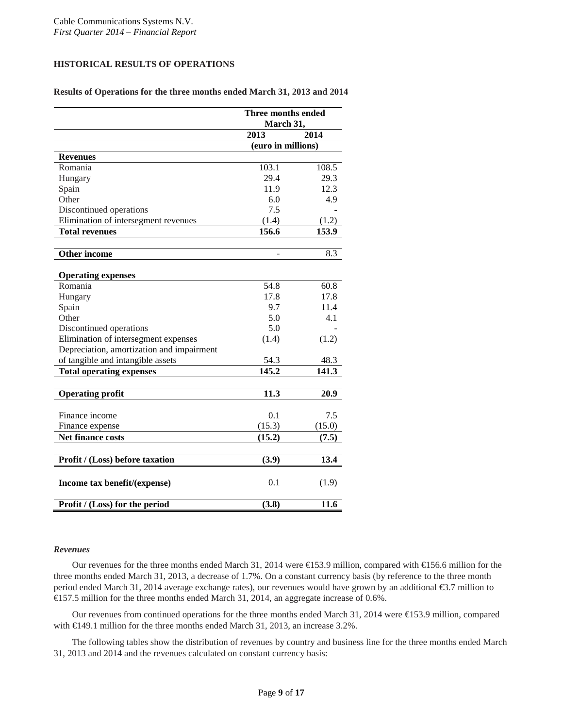## HISTORICAL RESULTS OF OPERATIONS

**Results of Operations for the three months ended March 31, 2013 and 2014**

| | Three months ended March 31, | |
|---|---|---|
| | 2013 | 2014 |
| | (euro in millions) | |
| **Revenues** | | |
| Romania | 103.1 | 108.5 |
| Hungary | 29.4 | 29.3 |
| Spain | 11.9 | 12.3 |
| Other | 6.0 | 4.9 |
| Discontinued operations | 7.5 | - |
| Elimination of intersegment revenues | (1.4) | (1.2) |
| **Total revenues** | **156.6** | **153.9** |
| **Other income** | - | 8.3 |
| **Operating expenses** | | |
| Romania | 54.8 | 60.8 |
| Hungary | 17.8 | 17.8 |
| Spain | 9.7 | 11.4 |
| Other | 5.0 | 4.1 |
| Discontinued operations | 5.0 | - |
| Elimination of intersegment expenses | (1.4) | (1.2) |
| Depreciation, amortization and impairment of tangible and intangible assets | 54.3 | 48.3 |
| **Total operating expenses** | **145.2** | **141.3** |
| **Operating profit** | **11.3** | **20.9** |
| Finance income | 0.1 | 7.5 |
| Finance expense | (15.3) | (15.0) |
| **Net finance costs** | **(15.2)** | **(7.5)** |
| **Profit / (Loss) before taxation** | **(3.9)** | **13.4** |
| **Income tax benefit/(expense)** | 0.1 | (1.9) |
| **Profit / (Loss) for the period** | **(3.8)** | **11.6** |

### *Revenues*

Our revenues for the three months ended March 31, 2014 were €153.9 million, compared with €156.6 million for the three months ended March 31, 2013, a decrease of 1.7%. On a constant currency basis (by reference to the three month period ended March 31, 2014 average exchange rates), our revenues would have grown by an additional €3.7 million to €157.5 million for the three months ended March 31, 2014, an aggregate increase of 0.6%.

Our revenues from continued operations for the three months ended March 31, 2014 were €153.9 million, compared with €149.1 million for the three months ended March 31, 2013, an increase 3.2%.

The following tables show the distribution of revenues by country and business line for the three months ended March 31, 2013 and 2014 and the revenues calculated on constant currency basis: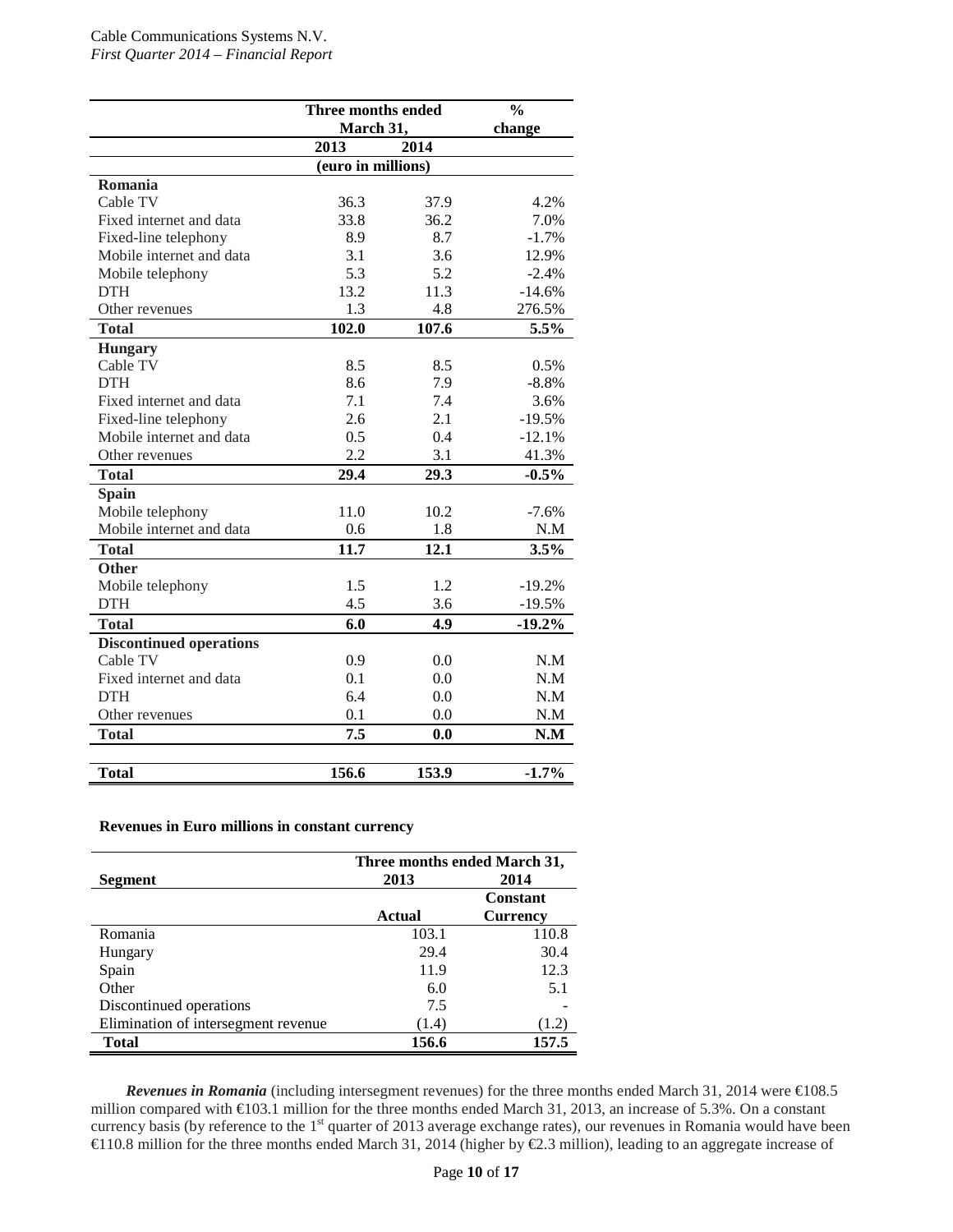| | Three months ended March 31, | | % change |
|---|---|---|---|
| | 2013 | 2014 | |
| | (euro in millions) | | |
| **Romania** | | | |
| Cable TV | 36.3 | 37.9 | 4.2% |
| Fixed internet and data | 33.8 | 36.2 | 7.0% |
| Fixed-line telephony | 8.9 | 8.7 | -1.7% |
| Mobile internet and data | 3.1 | 3.6 | 12.9% |
| Mobile telephony | 5.3 | 5.2 | -2.4% |
| DTH | 13.2 | 11.3 | -14.6% |
| Other revenues | 1.3 | 4.8 | 276.5% |
| **Total** | **102.0** | **107.6** | **5.5%** |
| **Hungary** | | | |
| Cable TV | 8.5 | 8.5 | 0.5% |
| DTH | 8.6 | 7.9 | -8.8% |
| Fixed internet and data | 7.1 | 7.4 | 3.6% |
| Fixed-line telephony | 2.6 | 2.1 | -19.5% |
| Mobile internet and data | 0.5 | 0.4 | -12.1% |
| Other revenues | 2.2 | 3.1 | 41.3% |
| **Total** | **29.4** | **29.3** | **-0.5%** |
| **Spain** | | | |
| Mobile telephony | 11.0 | 10.2 | -7.6% |
| Mobile internet and data | 0.6 | 1.8 | N.M |
| **Total** | **11.7** | **12.1** | **3.5%** |
| **Other** | | | |
| Mobile telephony | 1.5 | 1.2 | -19.2% |
| DTH | 4.5 | 3.6 | -19.5% |
| **Total** | **6.0** | **4.9** | **-19.2%** |
| **Discontinued operations** | | | |
| Cable TV | 0.9 | 0.0 | N.M |
| Fixed internet and data | 0.1 | 0.0 | N.M |
| DTH | 6.4 | 0.0 | N.M |
| Other revenues | 0.1 | 0.0 | N.M |
| **Total** | **7.5** | **0.0** | **N.M** |
| | | | |
| **Total** | **156.6** | **153.9** | **-1.7%** |

**Revenues in Euro millions in constant currency**

| Segment | Three months ended March 31, 2013 | 2014 |
|---|---|---|
| | Actual | Constant Currency |
| Romania | 103.1 | 110.8 |
| Hungary | 29.4 | 30.4 |
| Spain | 11.9 | 12.3 |
| Other | 6.0 | 5.1 |
| Discontinued operations | 7.5 | - |
| Elimination of intersegment revenue | (1.4) | (1.2) |
| **Total** | **156.6** | **157.5** |

***Revenues in Romania*** (including intersegment revenues) for the three months ended March 31, 2014 were €108.5 million compared with €103.1 million for the three months ended March 31, 2013, an increase of 5.3%. On a constant currency basis (by reference to the 1st quarter of 2013 average exchange rates), our revenues in Romania would have been €110.8 million for the three months ended March 31, 2014 (higher by €2.3 million), leading to an aggregate increase of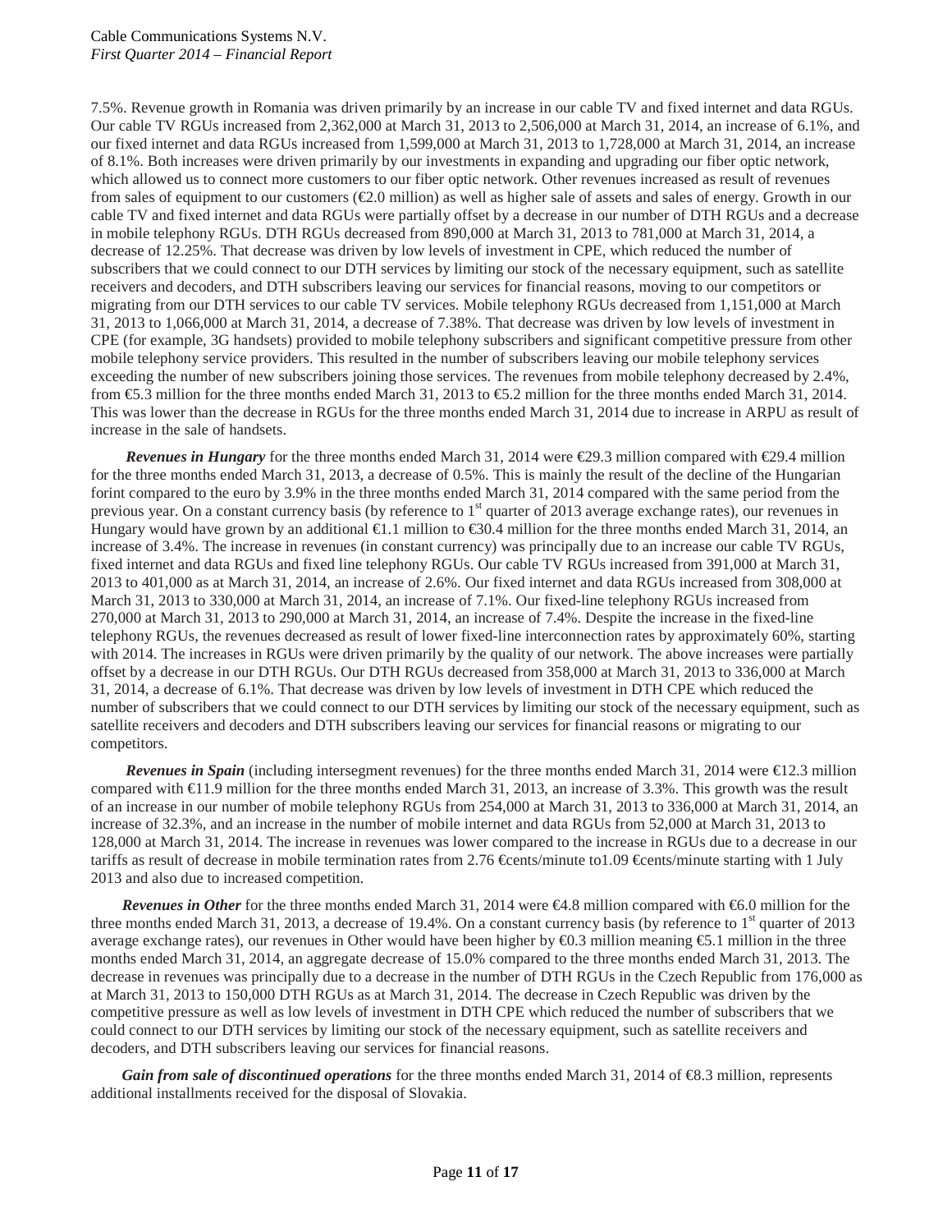7.5%. Revenue growth in Romania was driven primarily by an increase in our cable TV and fixed internet and data RGUs. Our cable TV RGUs increased from 2,362,000 at March 31, 2013 to 2,506,000 at March 31, 2014, an increase of 6.1%, and our fixed internet and data RGUs increased from 1,599,000 at March 31, 2013 to 1,728,000 at March 31, 2014, an increase of 8.1%. Both increases were driven primarily by our investments in expanding and upgrading our fiber optic network, which allowed us to connect more customers to our fiber optic network. Other revenues increased as result of revenues from sales of equipment to our customers (€2.0 million) as well as higher sale of assets and sales of energy. Growth in our cable TV and fixed internet and data RGUs were partially offset by a decrease in our number of DTH RGUs and a decrease in mobile telephony RGUs. DTH RGUs decreased from 890,000 at March 31, 2013 to 781,000 at March 31, 2014, a decrease of 12.25%. That decrease was driven by low levels of investment in CPE, which reduced the number of subscribers that we could connect to our DTH services by limiting our stock of the necessary equipment, such as satellite receivers and decoders, and DTH subscribers leaving our services for financial reasons, moving to our competitors or migrating from our DTH services to our cable TV services. Mobile telephony RGUs decreased from 1,151,000 at March 31, 2013 to 1,066,000 at March 31, 2014, a decrease of 7.38%. That decrease was driven by low levels of investment in CPE (for example, 3G handsets) provided to mobile telephony subscribers and significant competitive pressure from other mobile telephony service providers. This resulted in the number of subscribers leaving our mobile telephony services exceeding the number of new subscribers joining those services. The revenues from mobile telephony decreased by 2.4%, from €5.3 million for the three months ended March 31, 2013 to €5.2 million for the three months ended March 31, 2014. This was lower than the decrease in RGUs for the three months ended March 31, 2014 due to increase in ARPU as result of increase in the sale of handsets.

***Revenues in Hungary*** for the three months ended March 31, 2014 were €29.3 million compared with €29.4 million for the three months ended March 31, 2013, a decrease of 0.5%. This is mainly the result of the decline of the Hungarian forint compared to the euro by 3.9% in the three months ended March 31, 2014 compared with the same period from the previous year. On a constant currency basis (by reference to 1st quarter of 2013 average exchange rates), our revenues in Hungary would have grown by an additional €1.1 million to €30.4 million for the three months ended March 31, 2014, an increase of 3.4%. The increase in revenues (in constant currency) was principally due to an increase our cable TV RGUs, fixed internet and data RGUs and fixed line telephony RGUs. Our cable TV RGUs increased from 391,000 at March 31, 2013 to 401,000 as at March 31, 2014, an increase of 2.6%. Our fixed internet and data RGUs increased from 308,000 at March 31, 2013 to 330,000 at March 31, 2014, an increase of 7.1%. Our fixed-line telephony RGUs increased from 270,000 at March 31, 2013 to 290,000 at March 31, 2014, an increase of 7.4%. Despite the increase in the fixed-line telephony RGUs, the revenues decreased as result of lower fixed-line interconnection rates by approximately 60%, starting with 2014. The increases in RGUs were driven primarily by the quality of our network. The above increases were partially offset by a decrease in our DTH RGUs. Our DTH RGUs decreased from 358,000 at March 31, 2013 to 336,000 at March 31, 2014, a decrease of 6.1%. That decrease was driven by low levels of investment in DTH CPE which reduced the number of subscribers that we could connect to our DTH services by limiting our stock of the necessary equipment, such as satellite receivers and decoders and DTH subscribers leaving our services for financial reasons or migrating to our competitors.

***Revenues in Spain*** (including intersegment revenues) for the three months ended March 31, 2014 were €12.3 million compared with €11.9 million for the three months ended March 31, 2013, an increase of 3.3%. This growth was the result of an increase in our number of mobile telephony RGUs from 254,000 at March 31, 2013 to 336,000 at March 31, 2014, an increase of 32.3%, and an increase in the number of mobile internet and data RGUs from 52,000 at March 31, 2013 to 128,000 at March 31, 2014. The increase in revenues was lower compared to the increase in RGUs due to a decrease in our tariffs as result of decrease in mobile termination rates from 2.76 €cents/minute to1.09 €cents/minute starting with 1 July 2013 and also due to increased competition.

***Revenues in Other*** for the three months ended March 31, 2014 were €4.8 million compared with €6.0 million for the three months ended March 31, 2013, a decrease of 19.4%. On a constant currency basis (by reference to 1st quarter of 2013 average exchange rates), our revenues in Other would have been higher by €0.3 million meaning €5.1 million in the three months ended March 31, 2014, an aggregate decrease of 15.0% compared to the three months ended March 31, 2013. The decrease in revenues was principally due to a decrease in the number of DTH RGUs in the Czech Republic from 176,000 as at March 31, 2013 to 150,000 DTH RGUs as at March 31, 2014. The decrease in Czech Republic was driven by the competitive pressure as well as low levels of investment in DTH CPE which reduced the number of subscribers that we could connect to our DTH services by limiting our stock of the necessary equipment, such as satellite receivers and decoders, and DTH subscribers leaving our services for financial reasons.

***Gain from sale of discontinued operations*** for the three months ended March 31, 2014 of €8.3 million, represents additional installments received for the disposal of Slovakia.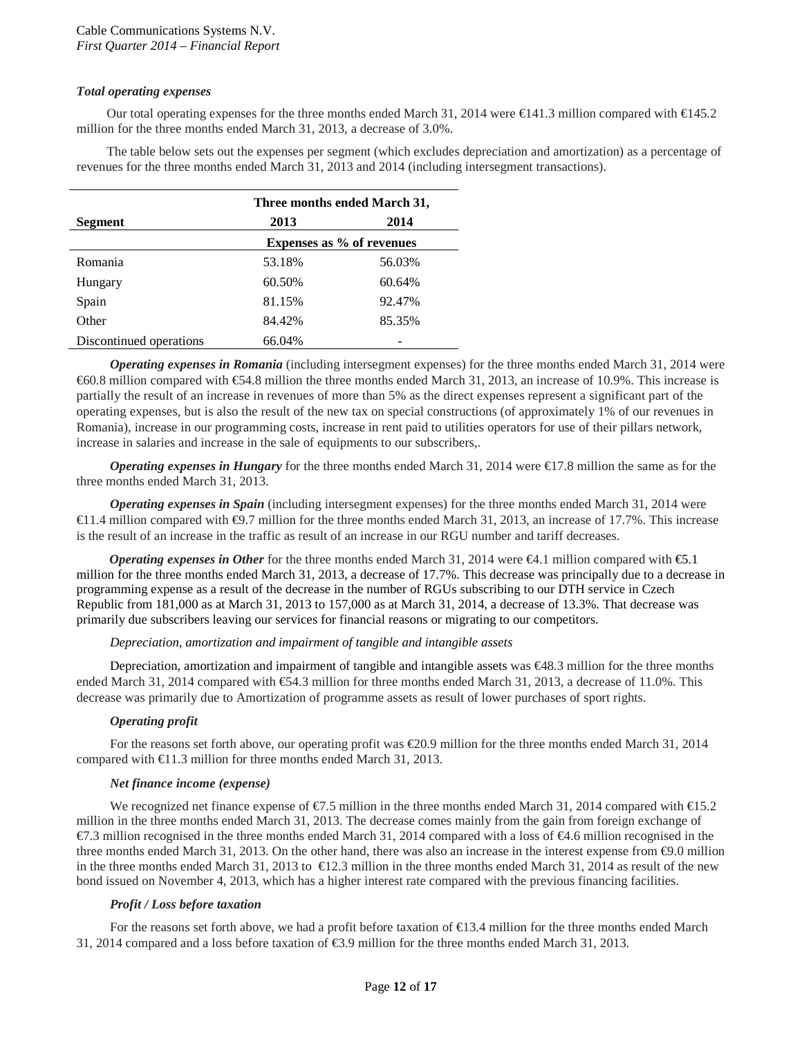### *Total operating expenses*

Our total operating expenses for the three months ended March 31, 2014 were €141.3 million compared with €145.2 million for the three months ended March 31, 2013, a decrease of 3.0%.

The table below sets out the expenses per segment (which excludes depreciation and amortization) as a percentage of revenues for the three months ended March 31, 2013 and 2014 (including intersegment transactions).

| Segment | Three months ended March 31, 2013 | 2014 |
|---|---|---|
| | Expenses as % of revenues | |
| Romania | 53.18% | 56.03% |
| Hungary | 60.50% | 60.64% |
| Spain | 81.15% | 92.47% |
| Other | 84.42% | 85.35% |
| Discontinued operations | 66.04% | - |

***Operating expenses in Romania*** (including intersegment expenses) for the three months ended March 31, 2014 were €60.8 million compared with €54.8 million the three months ended March 31, 2013, an increase of 10.9%. This increase is partially the result of an increase in revenues of more than 5% as the direct expenses represent a significant part of the operating expenses, but is also the result of the new tax on special constructions (of approximately 1% of our revenues in Romania), increase in our programming costs, increase in rent paid to utilities operators for use of their pillars network, increase in salaries and increase in the sale of equipments to our subscribers,.

***Operating expenses in Hungary*** for the three months ended March 31, 2014 were €17.8 million the same as for the three months ended March 31, 2013.

***Operating expenses in Spain*** (including intersegment expenses) for the three months ended March 31, 2014 were €11.4 million compared with €9.7 million for the three months ended March 31, 2013, an increase of 17.7%. This increase is the result of an increase in the traffic as result of an increase in our RGU number and tariff decreases.

***Operating expenses in Other*** for the three months ended March 31, 2014 were €4.1 million compared with €5.1 million for the three months ended March 31, 2013, a decrease of 17.7%. This decrease was principally due to a decrease in programming expense as a result of the decrease in the number of RGUs subscribing to our DTH service in Czech Republic from 181,000 as at March 31, 2013 to 157,000 as at March 31, 2014, a decrease of 13.3%. That decrease was primarily due subscribers leaving our services for financial reasons or migrating to our competitors.

*Depreciation, amortization and impairment of tangible and intangible assets*

Depreciation, amortization and impairment of tangible and intangible assets was €48.3 million for the three months ended March 31, 2014 compared with €54.3 million for three months ended March 31, 2013, a decrease of 11.0%. This decrease was primarily due to Amortization of programme assets as result of lower purchases of sport rights.

### *Operating profit*

For the reasons set forth above, our operating profit was €20.9 million for the three months ended March 31, 2014 compared with €11.3 million for three months ended March 31, 2013.

### *Net finance income (expense)*

We recognized net finance expense of €7.5 million in the three months ended March 31, 2014 compared with €15.2 million in the three months ended March 31, 2013. The decrease comes mainly from the gain from foreign exchange of €7.3 million recognised in the three months ended March 31, 2014 compared with a loss of €4.6 million recognised in the three months ended March 31, 2013. On the other hand, there was also an increase in the interest expense from €9.0 million in the three months ended March 31, 2013 to €12.3 million in the three months ended March 31, 2014 as result of the new bond issued on November 4, 2013, which has a higher interest rate compared with the previous financing facilities.

### *Profit / Loss before taxation*

For the reasons set forth above, we had a profit before taxation of €13.4 million for the three months ended March 31, 2014 compared and a loss before taxation of €3.9 million for the three months ended March 31, 2013.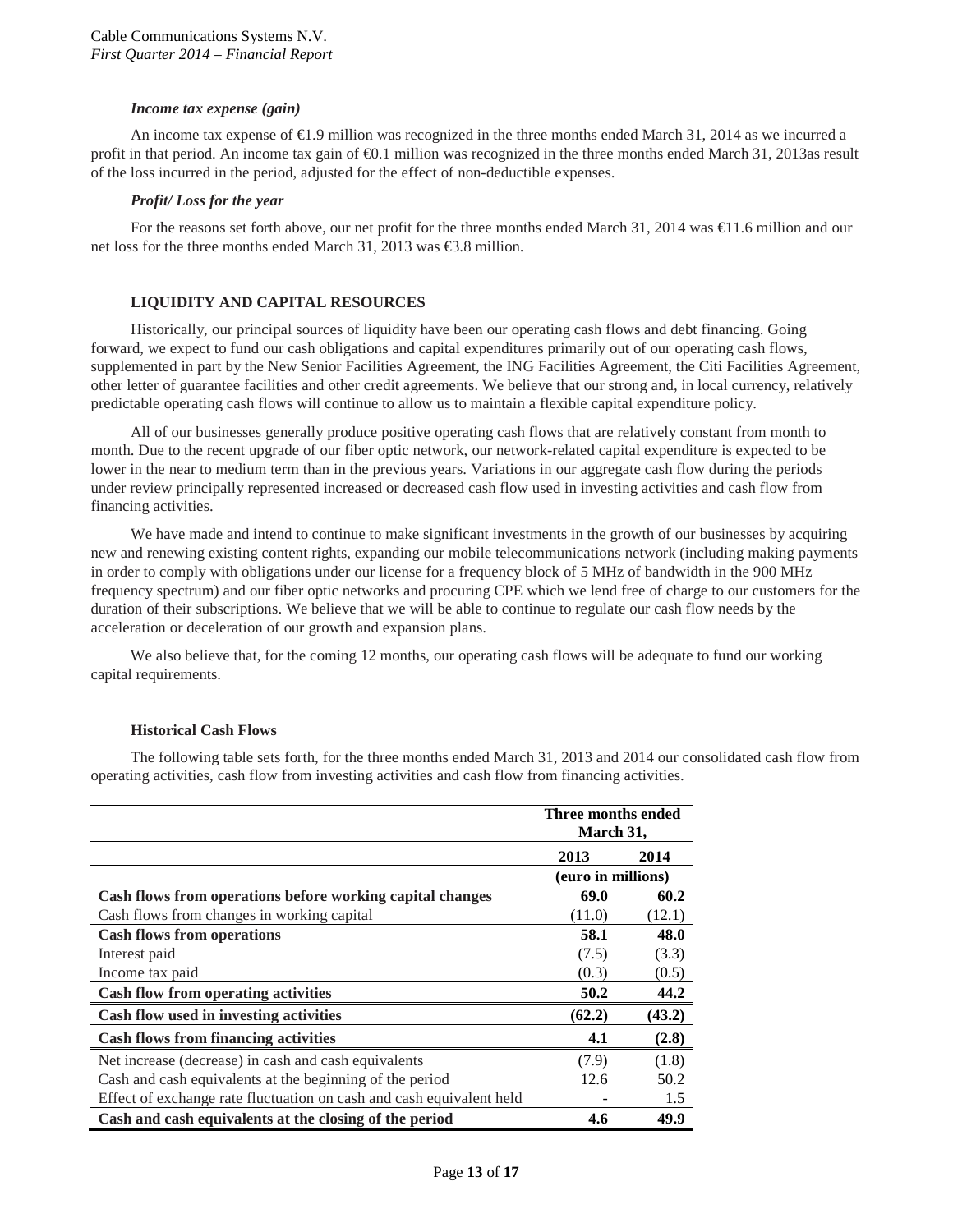### *Income tax expense (gain)*

An income tax expense of €1.9 million was recognized in the three months ended March 31, 2014 as we incurred a profit in that period. An income tax gain of €0.1 million was recognized in the three months ended March 31, 2013as result of the loss incurred in the period, adjusted for the effect of non-deductible expenses.

### *Profit/ Loss for the year*

For the reasons set forth above, our net profit for the three months ended March 31, 2014 was €11.6 million and our net loss for the three months ended March 31, 2013 was €3.8 million.

## LIQUIDITY AND CAPITAL RESOURCES

Historically, our principal sources of liquidity have been our operating cash flows and debt financing. Going forward, we expect to fund our cash obligations and capital expenditures primarily out of our operating cash flows, supplemented in part by the New Senior Facilities Agreement, the ING Facilities Agreement, the Citi Facilities Agreement, other letter of guarantee facilities and other credit agreements. We believe that our strong and, in local currency, relatively predictable operating cash flows will continue to allow us to maintain a flexible capital expenditure policy.

All of our businesses generally produce positive operating cash flows that are relatively constant from month to month. Due to the recent upgrade of our fiber optic network, our network-related capital expenditure is expected to be lower in the near to medium term than in the previous years. Variations in our aggregate cash flow during the periods under review principally represented increased or decreased cash flow used in investing activities and cash flow from financing activities.

We have made and intend to continue to make significant investments in the growth of our businesses by acquiring new and renewing existing content rights, expanding our mobile telecommunications network (including making payments in order to comply with obligations under our license for a frequency block of 5 MHz of bandwidth in the 900 MHz frequency spectrum) and our fiber optic networks and procuring CPE which we lend free of charge to our customers for the duration of their subscriptions. We believe that we will be able to continue to regulate our cash flow needs by the acceleration or deceleration of our growth and expansion plans.

We also believe that, for the coming 12 months, our operating cash flows will be adequate to fund our working capital requirements.

### Historical Cash Flows

The following table sets forth, for the three months ended March 31, 2013 and 2014 our consolidated cash flow from operating activities, cash flow from investing activities and cash flow from financing activities.

| | Three months ended March 31, | |
|---|---|---|
| | 2013 | 2014 |
| | (euro in millions) | |
| **Cash flows from operations before working capital changes** | **69.0** | **60.2** |
| Cash flows from changes in working capital | (11.0) | (12.1) |
| **Cash flows from operations** | **58.1** | **48.0** |
| Interest paid | (7.5) | (3.3) |
| Income tax paid | (0.3) | (0.5) |
| **Cash flow from operating activities** | **50.2** | **44.2** |
| **Cash flow used in investing activities** | **(62.2)** | **(43.2)** |
| **Cash flows from financing activities** | **4.1** | **(2.8)** |
| Net increase (decrease) in cash and cash equivalents | (7.9) | (1.8) |
| Cash and cash equivalents at the beginning of the period | 12.6 | 50.2 |
| Effect of exchange rate fluctuation on cash and cash equivalent held | - | 1.5 |
| **Cash and cash equivalents at the closing of the period** | **4.6** | **49.9** |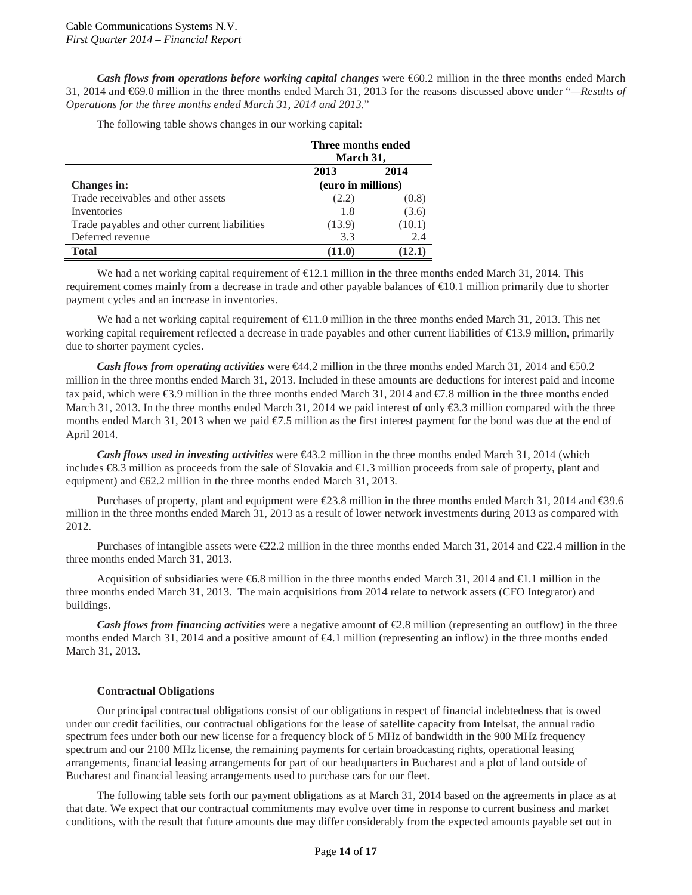***Cash flows from operations before working capital changes*** were €60.2 million in the three months ended March 31, 2014 and €69.0 million in the three months ended March 31, 2013 for the reasons discussed above under "*—Results of Operations for the three months ended March 31, 2014 and 2013.*"

The following table shows changes in our working capital:

| | Three months ended March 31, | |
|---|---|---|
| | **2013** | **2014** |
| **Changes in:** | **(euro in millions)** | |
| Trade receivables and other assets | (2.2) | (0.8) |
| Inventories | 1.8 | (3.6) |
| Trade payables and other current liabilities | (13.9) | (10.1) |
| Deferred revenue | 3.3 | 2.4 |
| **Total** | **(11.0)** | **(12.1)** |

We had a net working capital requirement of €12.1 million in the three months ended March 31, 2014. This requirement comes mainly from a decrease in trade and other payable balances of €10.1 million primarily due to shorter payment cycles and an increase in inventories.

We had a net working capital requirement of €11.0 million in the three months ended March 31, 2013. This net working capital requirement reflected a decrease in trade payables and other current liabilities of €13.9 million, primarily due to shorter payment cycles.

***Cash flows from operating activities*** were €44.2 million in the three months ended March 31, 2014 and €50.2 million in the three months ended March 31, 2013. Included in these amounts are deductions for interest paid and income tax paid, which were €3.9 million in the three months ended March 31, 2014 and €7.8 million in the three months ended March 31, 2013. In the three months ended March 31, 2014 we paid interest of only €3.3 million compared with the three months ended March 31, 2013 when we paid €7.5 million as the first interest payment for the bond was due at the end of April 2014.

***Cash flows used in investing activities*** were €43.2 million in the three months ended March 31, 2014 (which includes €8.3 million as proceeds from the sale of Slovakia and €1.3 million proceeds from sale of property, plant and equipment) and €62.2 million in the three months ended March 31, 2013.

Purchases of property, plant and equipment were €23.8 million in the three months ended March 31, 2014 and €39.6 million in the three months ended March 31, 2013 as a result of lower network investments during 2013 as compared with 2012.

Purchases of intangible assets were €22.2 million in the three months ended March 31, 2014 and €22.4 million in the three months ended March 31, 2013.

Acquisition of subsidiaries were €6.8 million in the three months ended March 31, 2014 and €1.1 million in the three months ended March 31, 2013. The main acquisitions from 2014 relate to network assets (CFO Integrator) and buildings.

***Cash flows from financing activities*** were a negative amount of €2.8 million (representing an outflow) in the three months ended March 31, 2014 and a positive amount of €4.1 million (representing an inflow) in the three months ended March 31, 2013.

### Contractual Obligations

Our principal contractual obligations consist of our obligations in respect of financial indebtedness that is owed under our credit facilities, our contractual obligations for the lease of satellite capacity from Intelsat, the annual radio spectrum fees under both our new license for a frequency block of 5 MHz of bandwidth in the 900 MHz frequency spectrum and our 2100 MHz license, the remaining payments for certain broadcasting rights, operational leasing arrangements, financial leasing arrangements for part of our headquarters in Bucharest and a plot of land outside of Bucharest and financial leasing arrangements used to purchase cars for our fleet.

The following table sets forth our payment obligations as at March 31, 2014 based on the agreements in place as at that date. We expect that our contractual commitments may evolve over time in response to current business and market conditions, with the result that future amounts due may differ considerably from the expected amounts payable set out in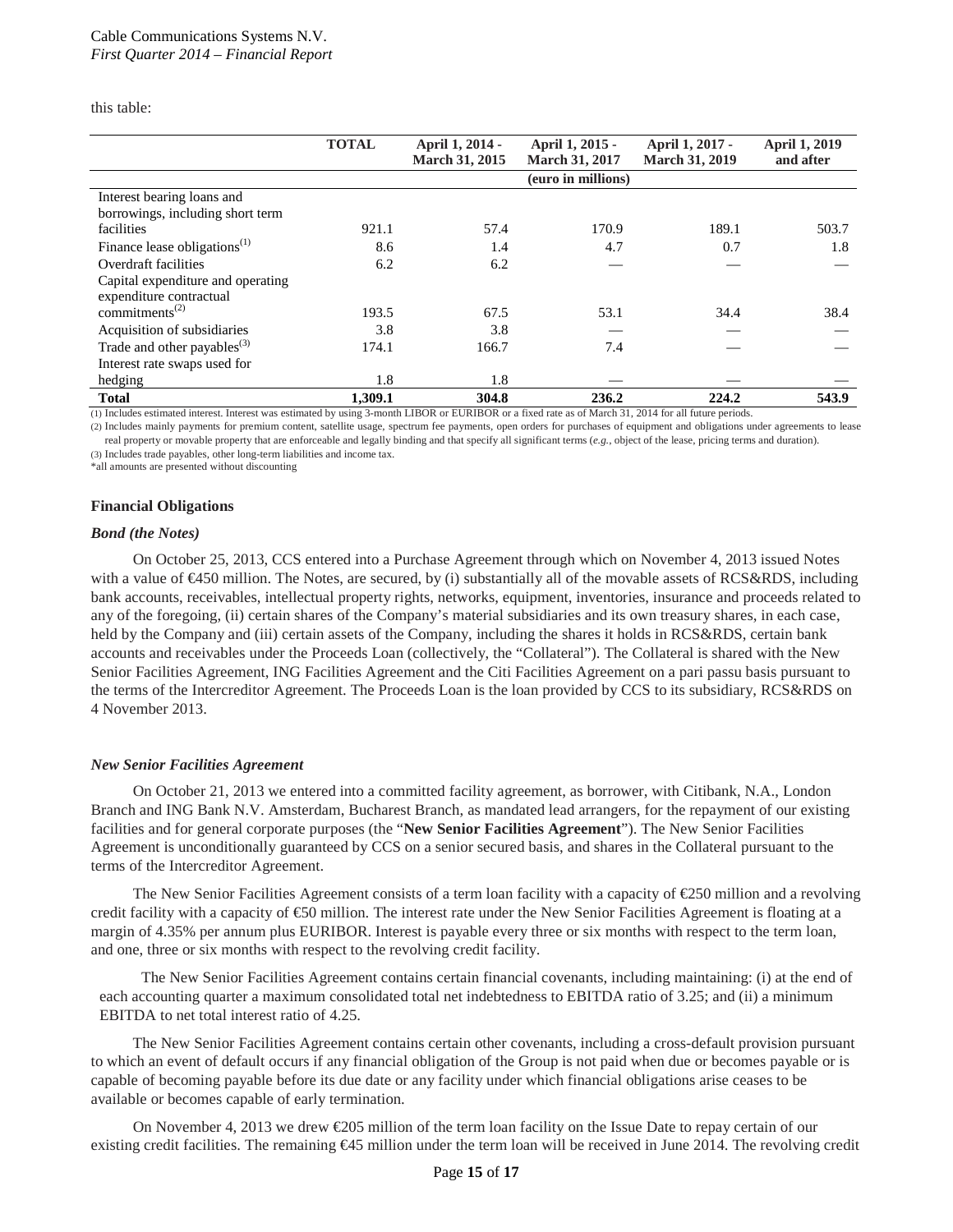this table:

| | TOTAL | April 1, 2014 - March 31, 2015 | April 1, 2015 - March 31, 2017 | April 1, 2017 - March 31, 2019 | April 1, 2019 and after |
|---|---|---|---|---|---|
| | | | (euro in millions) | | |
| Interest bearing loans and borrowings, including short term facilities | 921.1 | 57.4 | 170.9 | 189.1 | 503.7 |
| Finance lease obligations[(1)] | 8.6 | 1.4 | 4.7 | 0.7 | 1.8 |
| Overdraft facilities | 6.2 | 6.2 | — | — | — |
| Capital expenditure and operating expenditure contractual commitments[(2)] | 193.5 | 67.5 | 53.1 | 34.4 | 38.4 |
| Acquisition of subsidiaries | 3.8 | 3.8 | — | — | — |
| Trade and other payables[(3)] | 174.1 | 166.7 | 7.4 | — | — |
| Interest rate swaps used for hedging | 1.8 | 1.8 | — | — | — |
| **Total** | **1,309.1** | **304.8** | **236.2** | **224.2** | **543.9** |

(1) Includes estimated interest. Interest was estimated by using 3-month LIBOR or EURIBOR or a fixed rate as of March 31, 2014 for all future periods.

(2) Includes mainly payments for premium content, satellite usage, spectrum fee payments, open orders for purchases of equipment and obligations under agreements to lease real property or movable property that are enforceable and legally binding and that specify all significant terms (*e.g.*, object of the lease, pricing terms and duration).

(3) Includes trade payables, other long-term liabilities and income tax.

*all amounts are presented without discounting

**Financial Obligations**

***Bond (the Notes)***

On October 25, 2013, CCS entered into a Purchase Agreement through which on November 4, 2013 issued Notes with a value of €450 million. The Notes, are secured, by (i) substantially all of the movable assets of RCS&RDS, including bank accounts, receivables, intellectual property rights, networks, equipment, inventories, insurance and proceeds related to any of the foregoing, (ii) certain shares of the Company's material subsidiaries and its own treasury shares, in each case, held by the Company and (iii) certain assets of the Company, including the shares it holds in RCS&RDS, certain bank accounts and receivables under the Proceeds Loan (collectively, the "Collateral"). The Collateral is shared with the New Senior Facilities Agreement, ING Facilities Agreement and the Citi Facilities Agreement on a pari passu basis pursuant to the terms of the Intercreditor Agreement. The Proceeds Loan is the loan provided by CCS to its subsidiary, RCS&RDS on 4 November 2013.

***New Senior Facilities Agreement***

On October 21, 2013 we entered into a committed facility agreement, as borrower, with Citibank, N.A., London Branch and ING Bank N.V. Amsterdam, Bucharest Branch, as mandated lead arrangers, for the repayment of our existing facilities and for general corporate purposes (the "**New Senior Facilities Agreement**"). The New Senior Facilities Agreement is unconditionally guaranteed by CCS on a senior secured basis, and shares in the Collateral pursuant to the terms of the Intercreditor Agreement.

The New Senior Facilities Agreement consists of a term loan facility with a capacity of €250 million and a revolving credit facility with a capacity of €50 million. The interest rate under the New Senior Facilities Agreement is floating at a margin of 4.35% per annum plus EURIBOR. Interest is payable every three or six months with respect to the term loan, and one, three or six months with respect to the revolving credit facility.

The New Senior Facilities Agreement contains certain financial covenants, including maintaining: (i) at the end of each accounting quarter a maximum consolidated total net indebtedness to EBITDA ratio of 3.25; and (ii) a minimum EBITDA to net total interest ratio of 4.25.

The New Senior Facilities Agreement contains certain other covenants, including a cross-default provision pursuant to which an event of default occurs if any financial obligation of the Group is not paid when due or becomes payable or is capable of becoming payable before its due date or any facility under which financial obligations arise ceases to be available or becomes capable of early termination.

On November 4, 2013 we drew €205 million of the term loan facility on the Issue Date to repay certain of our existing credit facilities. The remaining €45 million under the term loan will be received in June 2014. The revolving credit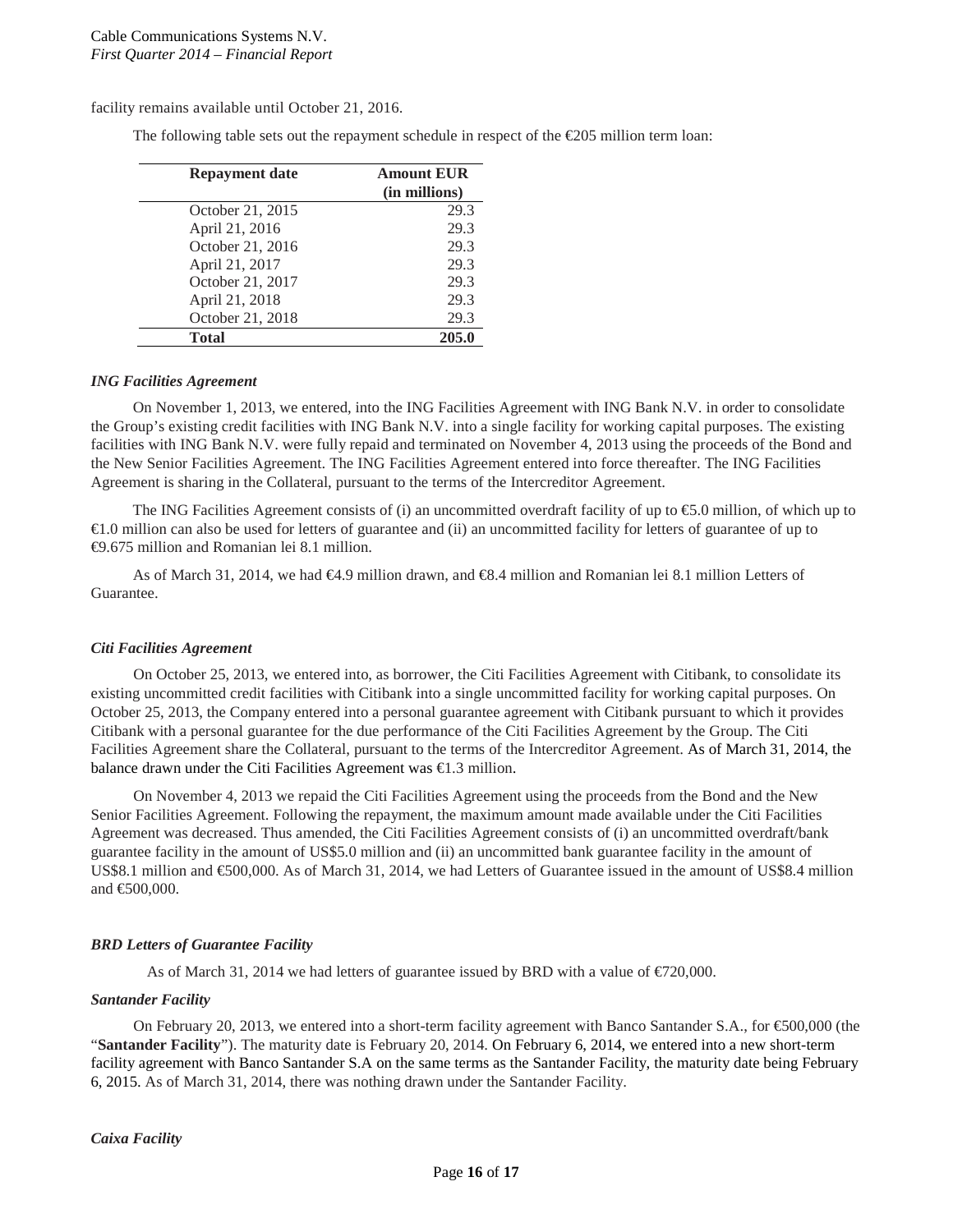facility remains available until October 21, 2016.

The following table sets out the repayment schedule in respect of the €205 million term loan:

| Repayment date | Amount EUR (in millions) |
|---|---|
| October 21, 2015 | 29.3 |
| April 21, 2016 | 29.3 |
| October 21, 2016 | 29.3 |
| April 21, 2017 | 29.3 |
| October 21, 2017 | 29.3 |
| April 21, 2018 | 29.3 |
| October 21, 2018 | 29.3 |
| **Total** | **205.0** |

***ING Facilities Agreement***

On November 1, 2013, we entered, into the ING Facilities Agreement with ING Bank N.V. in order to consolidate the Group's existing credit facilities with ING Bank N.V. into a single facility for working capital purposes. The existing facilities with ING Bank N.V. were fully repaid and terminated on November 4, 2013 using the proceeds of the Bond and the New Senior Facilities Agreement. The ING Facilities Agreement entered into force thereafter. The ING Facilities Agreement is sharing in the Collateral, pursuant to the terms of the Intercreditor Agreement.

The ING Facilities Agreement consists of (i) an uncommitted overdraft facility of up to €5.0 million, of which up to €1.0 million can also be used for letters of guarantee and (ii) an uncommitted facility for letters of guarantee of up to €9.675 million and Romanian lei 8.1 million.

As of March 31, 2014, we had €4.9 million drawn, and €8.4 million and Romanian lei 8.1 million Letters of Guarantee.

***Citi Facilities Agreement***

On October 25, 2013, we entered into, as borrower, the Citi Facilities Agreement with Citibank, to consolidate its existing uncommitted credit facilities with Citibank into a single uncommitted facility for working capital purposes. On October 25, 2013, the Company entered into a personal guarantee agreement with Citibank pursuant to which it provides Citibank with a personal guarantee for the due performance of the Citi Facilities Agreement by the Group. The Citi Facilities Agreement share the Collateral, pursuant to the terms of the Intercreditor Agreement. As of March 31, 2014, the balance drawn under the Citi Facilities Agreement was €1.3 million.

On November 4, 2013 we repaid the Citi Facilities Agreement using the proceeds from the Bond and the New Senior Facilities Agreement. Following the repayment, the maximum amount made available under the Citi Facilities Agreement was decreased. Thus amended, the Citi Facilities Agreement consists of (i) an uncommitted overdraft/bank guarantee facility in the amount of US$5.0 million and (ii) an uncommitted bank guarantee facility in the amount of US$8.1 million and €500,000. As of March 31, 2014, we had Letters of Guarantee issued in the amount of US$8.4 million and €500,000.

***BRD Letters of Guarantee Facility***

As of March 31, 2014 we had letters of guarantee issued by BRD with a value of €720,000.

***Santander Facility***

On February 20, 2013, we entered into a short-term facility agreement with Banco Santander S.A., for €500,000 (the "**Santander Facility**"). The maturity date is February 20, 2014. On February 6, 2014, we entered into a new short-term facility agreement with Banco Santander S.A on the same terms as the Santander Facility, the maturity date being February 6, 2015. As of March 31, 2014, there was nothing drawn under the Santander Facility.

***Caixa Facility***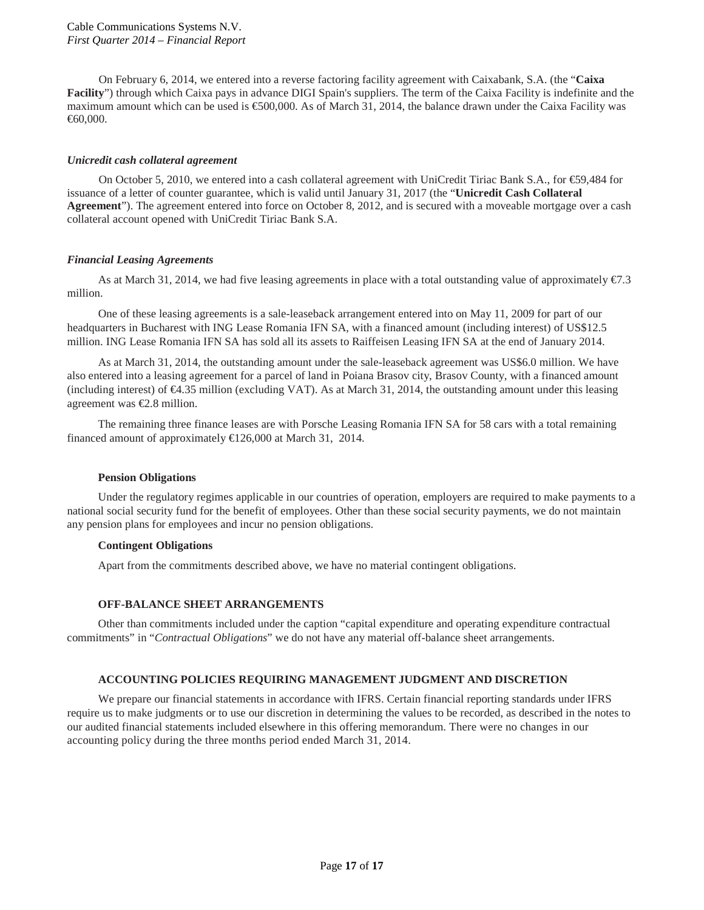On February 6, 2014, we entered into a reverse factoring facility agreement with Caixabank, S.A. (the "**Caixa Facility**") through which Caixa pays in advance DIGI Spain's suppliers. The term of the Caixa Facility is indefinite and the maximum amount which can be used is €500,000. As of March 31, 2014, the balance drawn under the Caixa Facility was €60,000.

### *Unicredit cash collateral agreement*

On October 5, 2010, we entered into a cash collateral agreement with UniCredit Tiriac Bank S.A., for €59,484 for issuance of a letter of counter guarantee, which is valid until January 31, 2017 (the "**Unicredit Cash Collateral Agreement**"). The agreement entered into force on October 8, 2012, and is secured with a moveable mortgage over a cash collateral account opened with UniCredit Tiriac Bank S.A.

### *Financial Leasing Agreements*

As at March 31, 2014, we had five leasing agreements in place with a total outstanding value of approximately €7.3 million.

One of these leasing agreements is a sale-leaseback arrangement entered into on May 11, 2009 for part of our headquarters in Bucharest with ING Lease Romania IFN SA, with a financed amount (including interest) of US$12.5 million. ING Lease Romania IFN SA has sold all its assets to Raiffeisen Leasing IFN SA at the end of January 2014.

As at March 31, 2014, the outstanding amount under the sale-leaseback agreement was US$6.0 million. We have also entered into a leasing agreement for a parcel of land in Poiana Brasov city, Brasov County, with a financed amount (including interest) of €4.35 million (excluding VAT). As at March 31, 2014, the outstanding amount under this leasing agreement was €2.8 million.

The remaining three finance leases are with Porsche Leasing Romania IFN SA for 58 cars with a total remaining financed amount of approximately €126,000 at March 31, 2014.

### Pension Obligations

Under the regulatory regimes applicable in our countries of operation, employers are required to make payments to a national social security fund for the benefit of employees. Other than these social security payments, we do not maintain any pension plans for employees and incur no pension obligations.

### Contingent Obligations

Apart from the commitments described above, we have no material contingent obligations.

## OFF-BALANCE SHEET ARRANGEMENTS

Other than commitments included under the caption "capital expenditure and operating expenditure contractual commitments" in "*Contractual Obligations*" we do not have any material off-balance sheet arrangements.

## ACCOUNTING POLICIES REQUIRING MANAGEMENT JUDGMENT AND DISCRETION

We prepare our financial statements in accordance with IFRS. Certain financial reporting standards under IFRS require us to make judgments or to use our discretion in determining the values to be recorded, as described in the notes to our audited financial statements included elsewhere in this offering memorandum. There were no changes in our accounting policy during the three months period ended March 31, 2014.